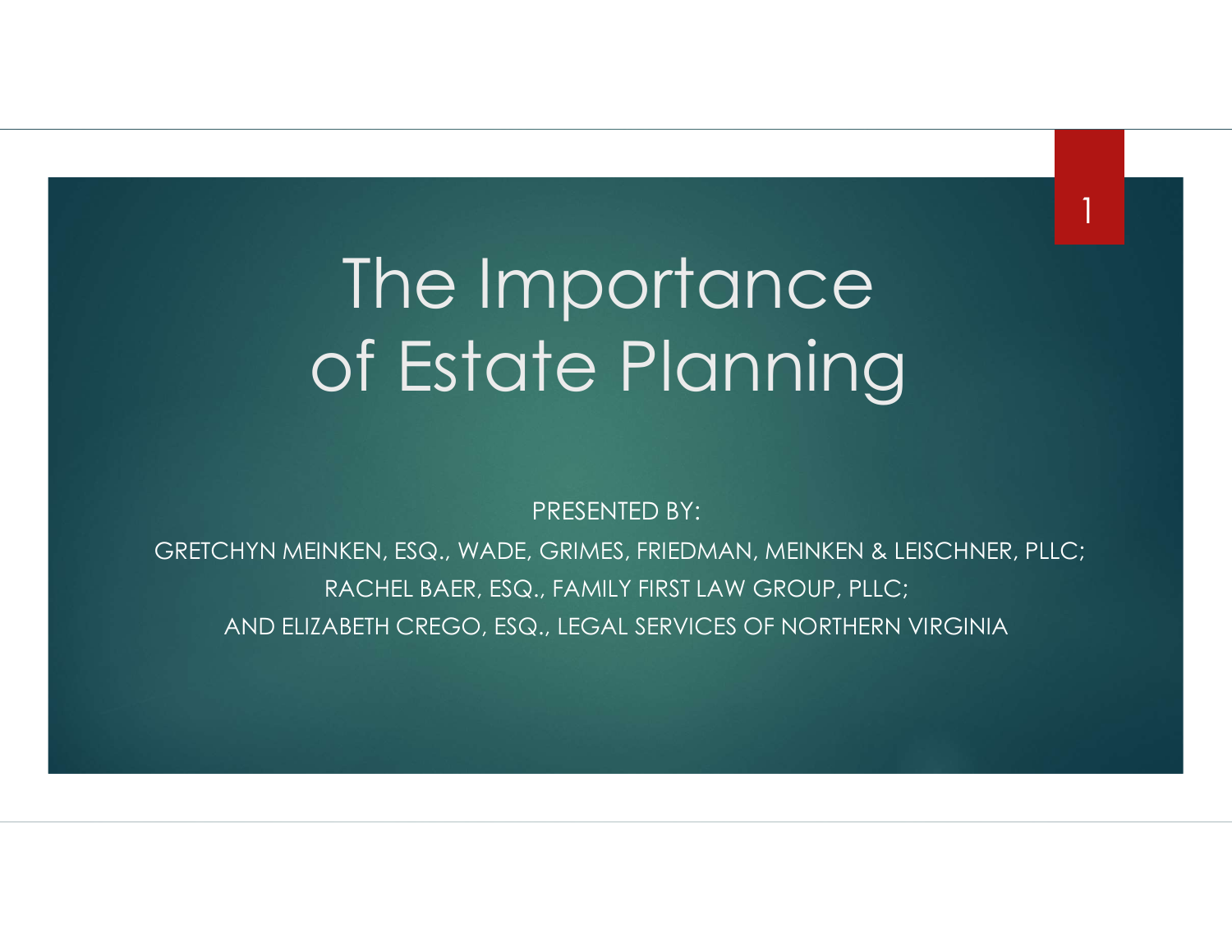# The Importance of Estate Planning

PRESENTED BY:

GRETCHYN MEINKEN, ESQ., WADE, GRIMES, FRIEDMAN, MEINKEN & LEISCHNER, PLLC;

RACHEL BAER, ESQ., FAMILY FIRST LAW GROUP, PLLC;

AND ELIZABETH CREGO, ESQ., LEGAL SERVICES OF NORTHERN VIRGINIA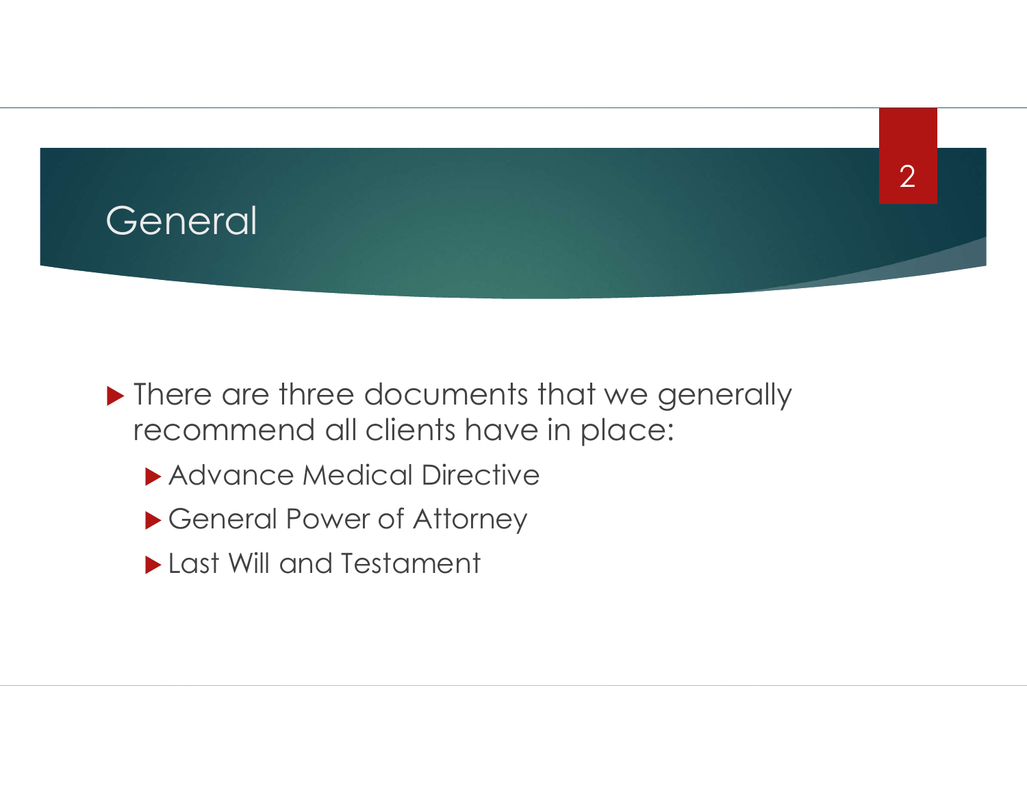# General

- There are three documents that we generally recommend all clients have in place:
  - Advance Medical Directive
  - General Power of Attorney
  - Last Will and Testament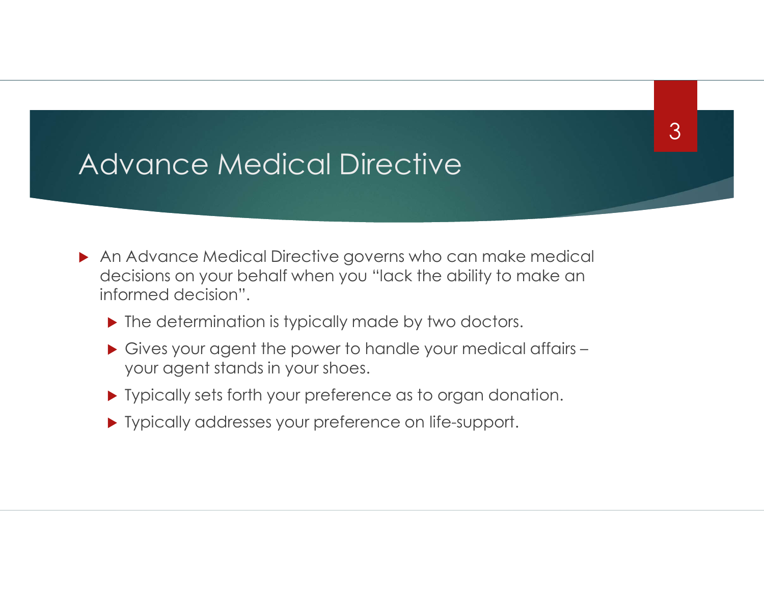# Advance Medical Directive

- An Advance Medical Directive governs who can make medical decisions on your behalf when you "lack the ability to make an informed decision".
  - The determination is typically made by two doctors.
  - Gives your agent the power to handle your medical affairs – your agent stands in your shoes.
  - Typically sets forth your preference as to organ donation.
  - Typically addresses your preference on life-support.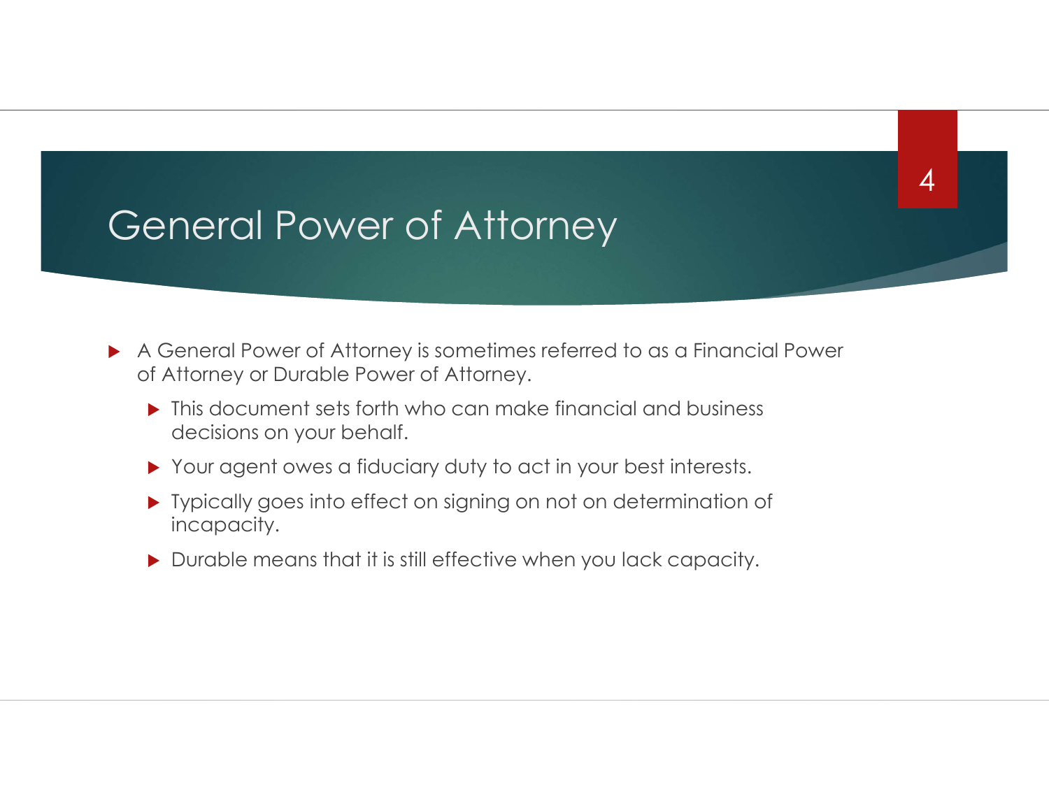# General Power of Attorney

- A General Power of Attorney is sometimes referred to as a Financial Power of Attorney or Durable Power of Attorney.
  - This document sets forth who can make financial and business decisions on your behalf.
  - Your agent owes a fiduciary duty to act in your best interests.
  - Typically goes into effect on signing on not on determination of incapacity.
  - Durable means that it is still effective when you lack capacity.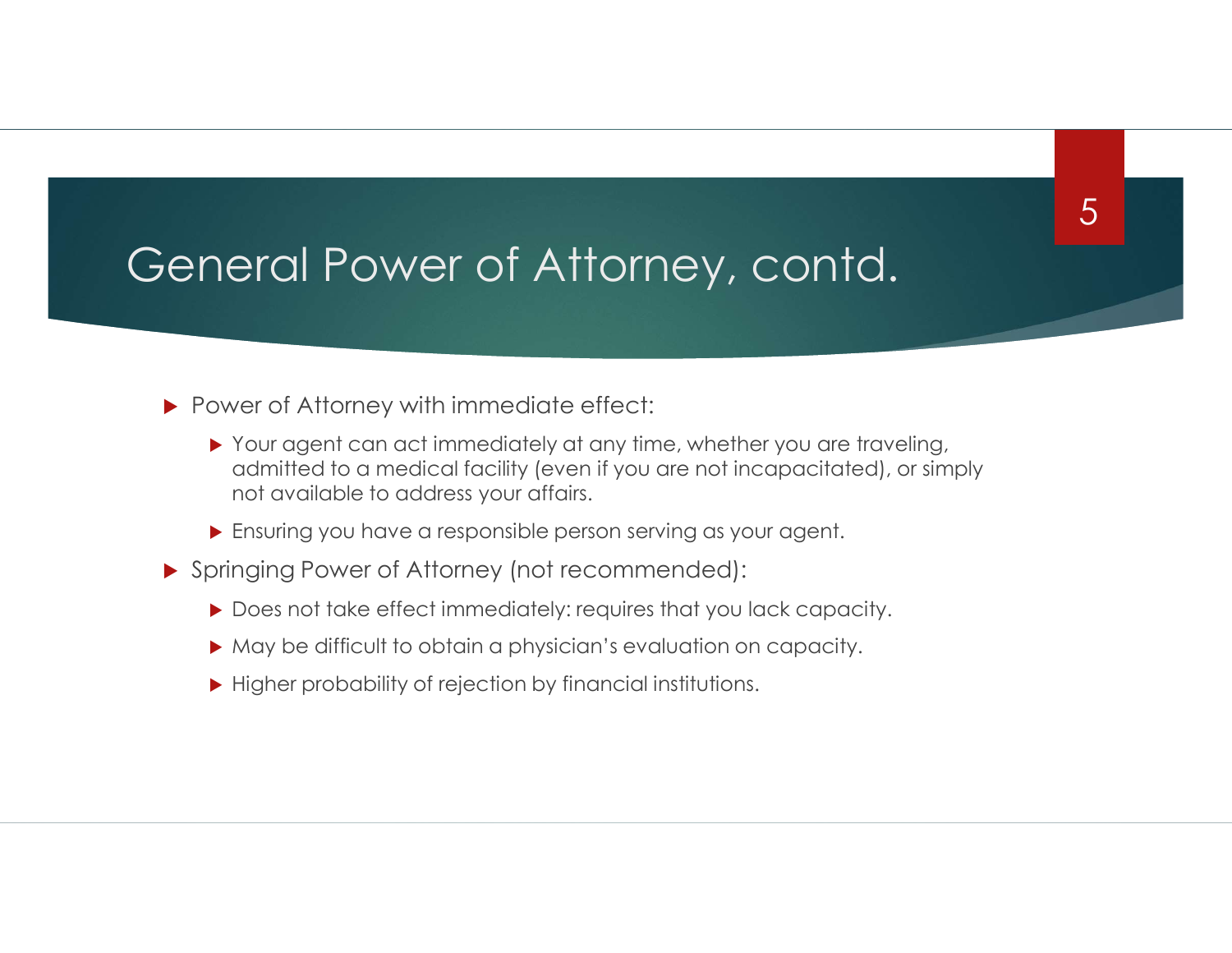# General Power of Attorney, contd.

- Power of Attorney with immediate effect:
  - Your agent can act immediately at any time, whether you are traveling, admitted to a medical facility (even if you are not incapacitated), or simply not available to address your affairs.
  - Ensuring you have a responsible person serving as your agent.
- Springing Power of Attorney (not recommended):
  - Does not take effect immediately: requires that you lack capacity.
  - May be difficult to obtain a physician's evaluation on capacity.
  - Higher probability of rejection by financial institutions.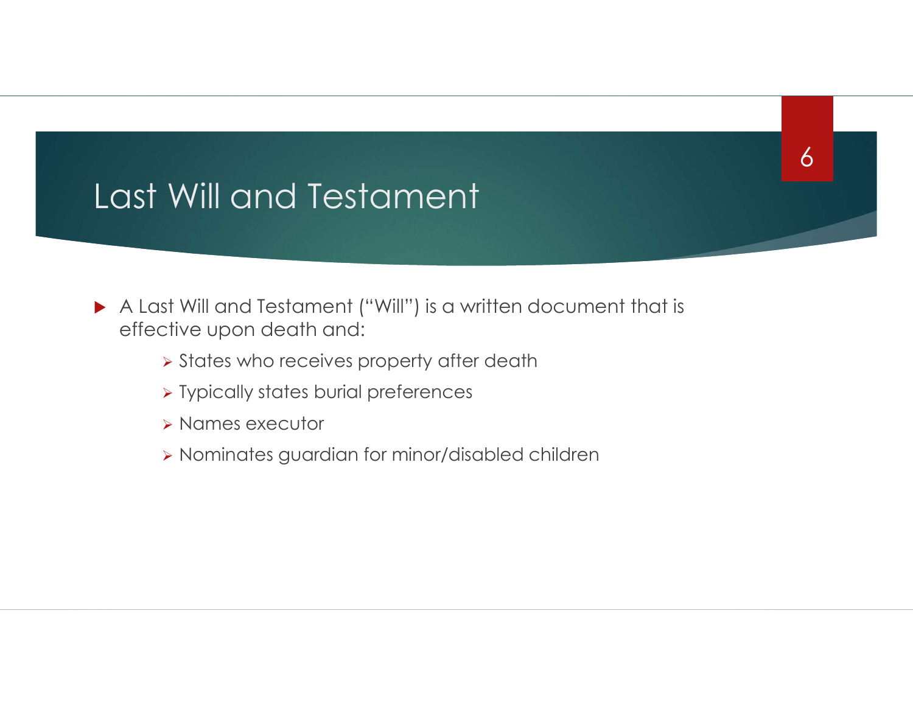# Last Will and Testament

- A Last Will and Testament ("Will") is a written document that is effective upon death and:
  - States who receives property after death
  - Typically states burial preferences
  - Names executor
  - Nominates guardian for minor/disabled children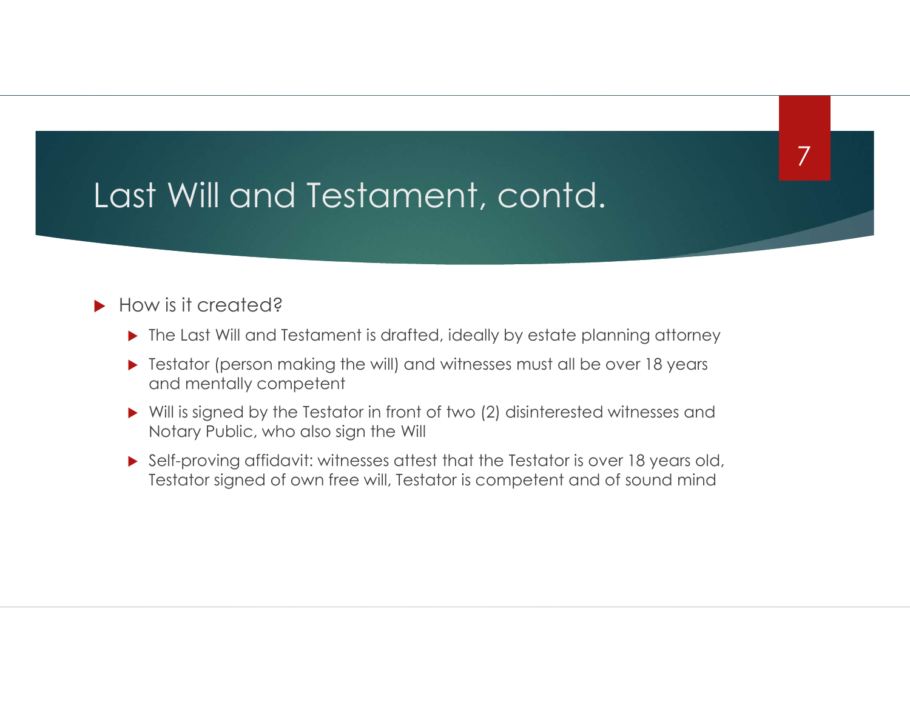# Last Will and Testament, contd.

- How is it created?
  - The Last Will and Testament is drafted, ideally by estate planning attorney
  - Testator (person making the will) and witnesses must all be over 18 years and mentally competent
  - Will is signed by the Testator in front of two (2) disinterested witnesses and Notary Public, who also sign the Will
  - Self-proving affidavit: witnesses attest that the Testator is over 18 years old, Testator signed of own free will, Testator is competent and of sound mind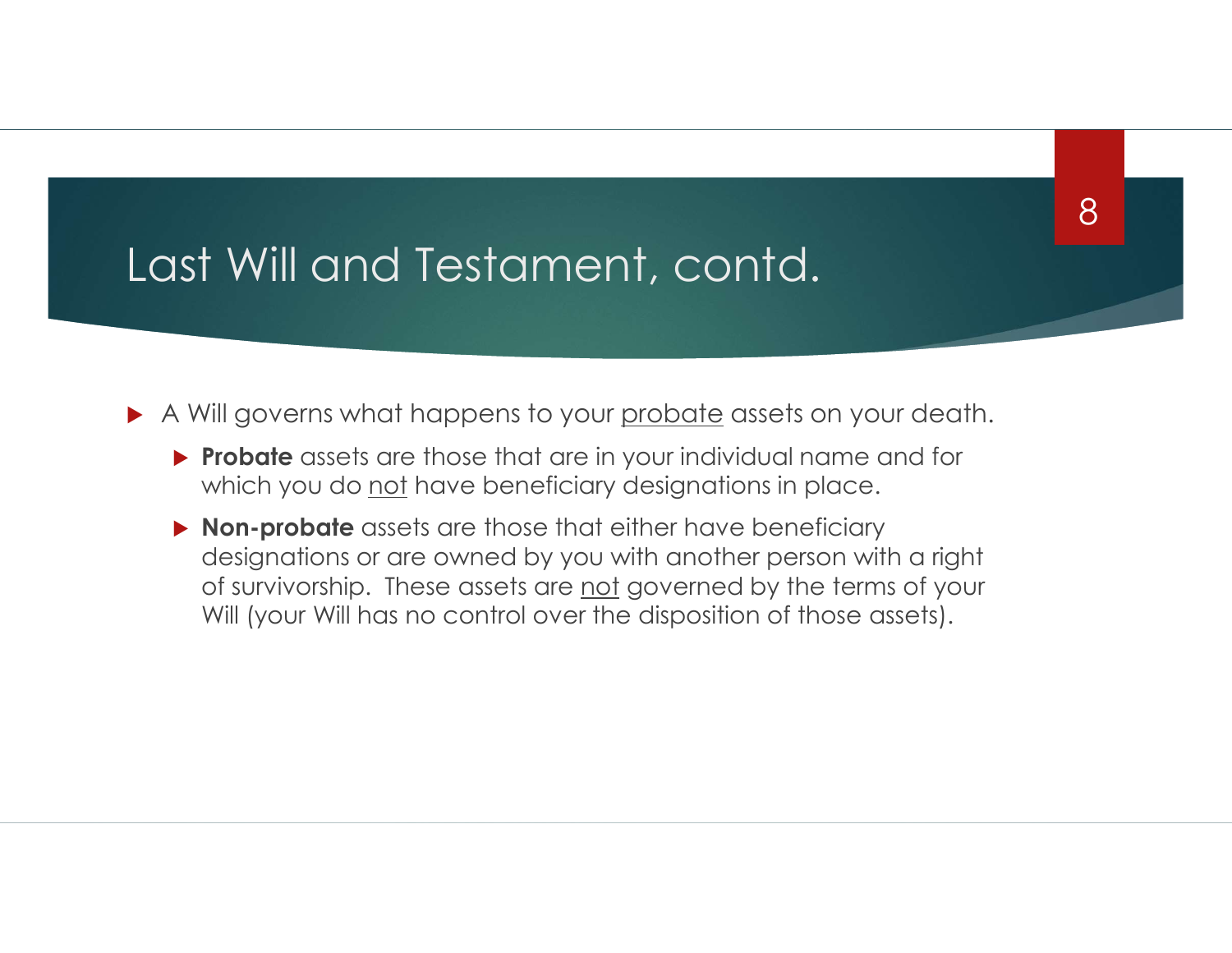# Last Will and Testament, contd.

- A Will governs what happens to your <u>probate</u> assets on your death.
  - **Probate** assets are those that are in your individual name and for which you do <u>not</u> have beneficiary designations in place.
  - **Non-probate** assets are those that either have beneficiary designations or are owned by you with another person with a right of survivorship. These assets are <u>not</u> governed by the terms of your Will (your Will has no control over the disposition of those assets).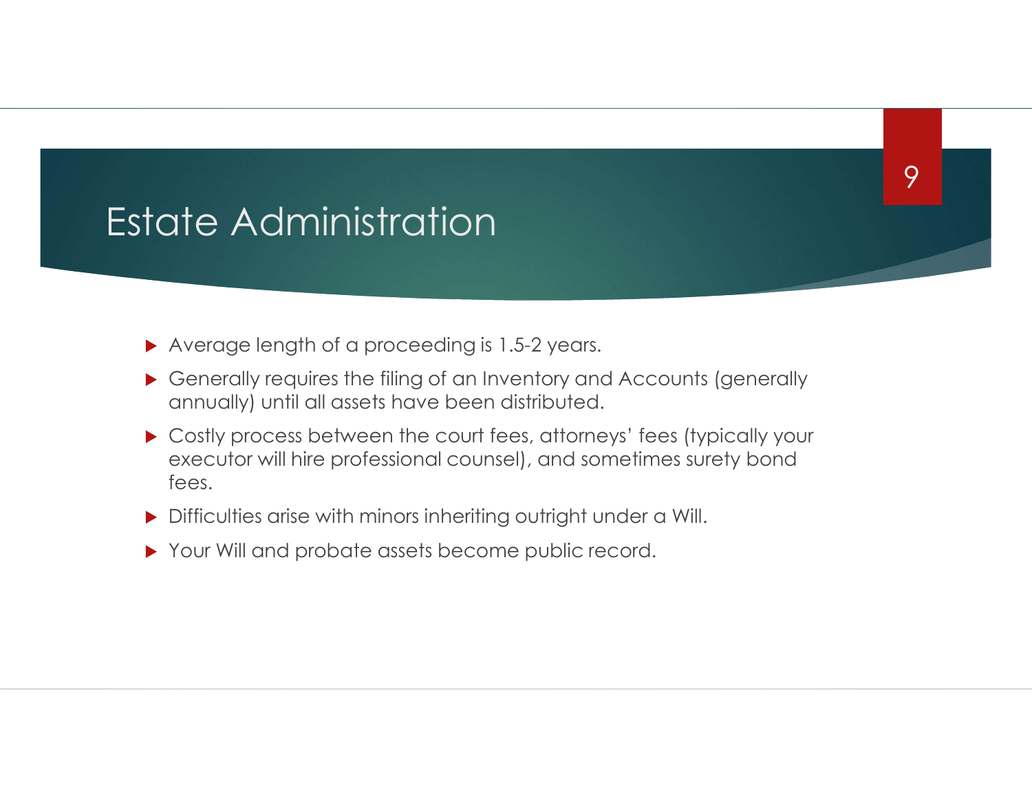# Estate Administration

- Average length of a proceeding is 1.5-2 years.
- Generally requires the filing of an Inventory and Accounts (generally annually) until all assets have been distributed.
- Costly process between the court fees, attorneys' fees (typically your executor will hire professional counsel), and sometimes surety bond fees.
- Difficulties arise with minors inheriting outright under a Will.
- Your Will and probate assets become public record.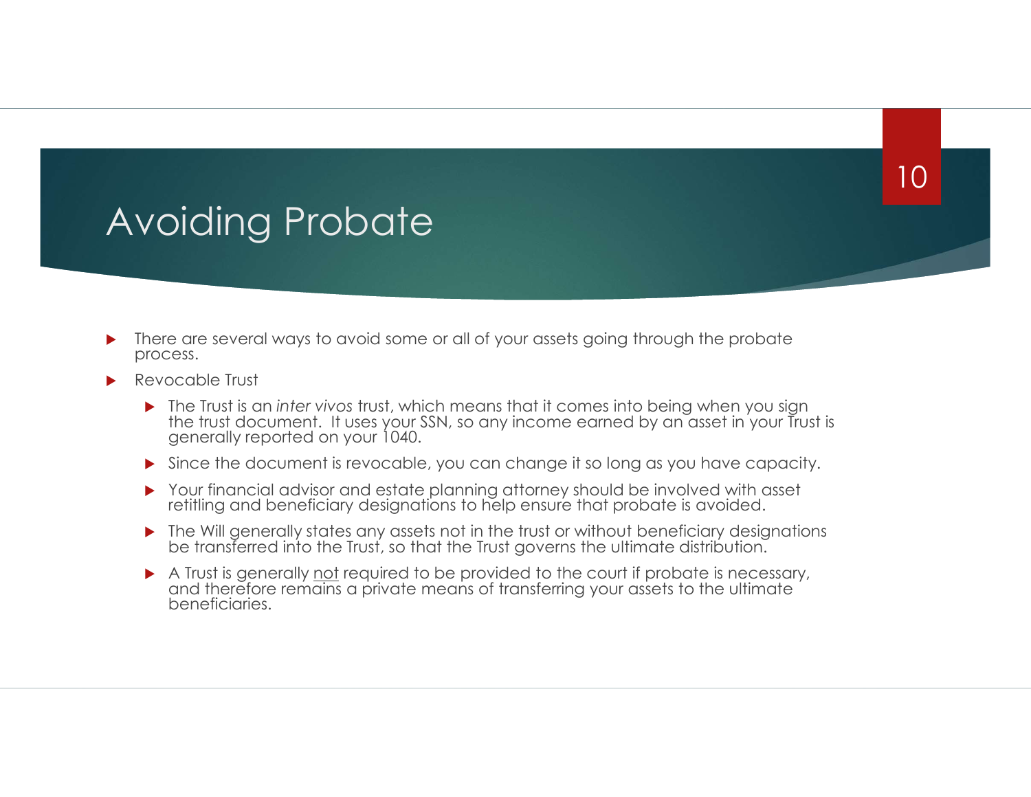# Avoiding Probate

- There are several ways to avoid some or all of your assets going through the probate process.
- Revocable Trust
  - The Trust is an *inter vivos* trust, which means that it comes into being when you sign the trust document. It uses your SSN, so any income earned by an asset in your Trust is generally reported on your 1040.
  - Since the document is revocable, you can change it so long as you have capacity.
  - Your financial advisor and estate planning attorney should be involved with asset retitling and beneficiary designations to help ensure that probate is avoided.
  - The Will generally states any assets not in the trust or without beneficiary designations be transferred into the Trust, so that the Trust governs the ultimate distribution.
  - A Trust is generally <u>not</u> required to be provided to the court if probate is necessary, and therefore remains a private means of transferring your assets to the ultimate beneficiaries.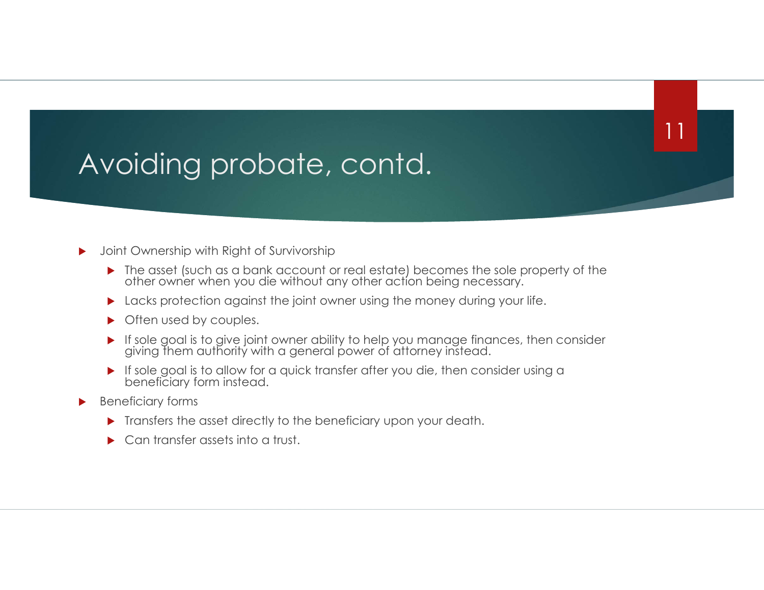# Avoiding probate, contd.

- Joint Ownership with Right of Survivorship
  - The asset (such as a bank account or real estate) becomes the sole property of the other owner when you die without any other action being necessary.
  - Lacks protection against the joint owner using the money during your life.
  - Often used by couples.
  - If sole goal is to give joint owner ability to help you manage finances, then consider giving them authority with a general power of attorney instead.
  - If sole goal is to allow for a quick transfer after you die, then consider using a beneficiary form instead.
- Beneficiary forms
  - Transfers the asset directly to the beneficiary upon your death.
  - Can transfer assets into a trust.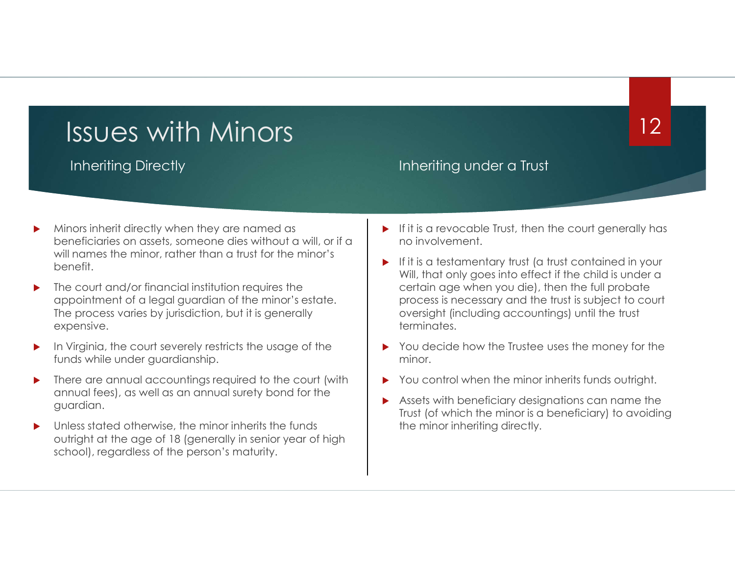# Issues with Minors

## Inheriting Directly

- Minors inherit directly when they are named as beneficiaries on assets, someone dies without a will, or if a will names the minor, rather than a trust for the minor's benefit.
- The court and/or financial institution requires the appointment of a legal guardian of the minor's estate. The process varies by jurisdiction, but it is generally expensive.
- In Virginia, the court severely restricts the usage of the funds while under guardianship.
- There are annual accountings required to the court (with annual fees), as well as an annual surety bond for the guardian.
- Unless stated otherwise, the minor inherits the funds outright at the age of 18 (generally in senior year of high school), regardless of the person's maturity.

## Inheriting under a Trust

- If it is a revocable Trust, then the court generally has no involvement.
- If it is a testamentary trust (a trust contained in your Will, that only goes into effect if the child is under a certain age when you die), then the full probate process is necessary and the trust is subject to court oversight (including accountings) until the trust terminates.
- You decide how the Trustee uses the money for the minor.
- You control when the minor inherits funds outright.
- Assets with beneficiary designations can name the Trust (of which the minor is a beneficiary) to avoiding the minor inheriting directly.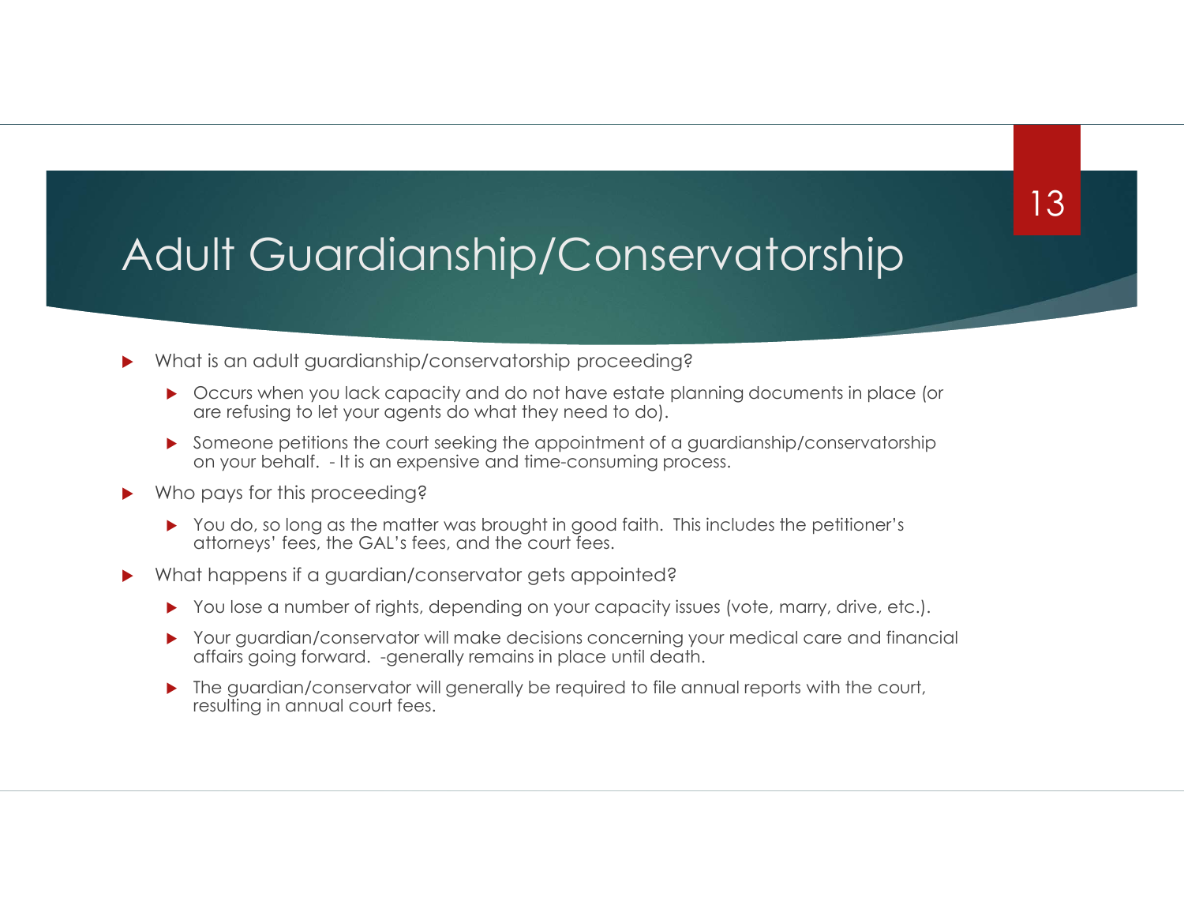# Adult Guardianship/Conservatorship

- What is an adult guardianship/conservatorship proceeding?
  - Occurs when you lack capacity and do not have estate planning documents in place (or are refusing to let your agents do what they need to do).
  - Someone petitions the court seeking the appointment of a guardianship/conservatorship on your behalf. - It is an expensive and time-consuming process.
- Who pays for this proceeding?
  - You do, so long as the matter was brought in good faith. This includes the petitioner's attorneys' fees, the GAL's fees, and the court fees.
- What happens if a guardian/conservator gets appointed?
  - You lose a number of rights, depending on your capacity issues (vote, marry, drive, etc.).
  - Your guardian/conservator will make decisions concerning your medical care and financial affairs going forward. -generally remains in place until death.
  - The guardian/conservator will generally be required to file annual reports with the court, resulting in annual court fees.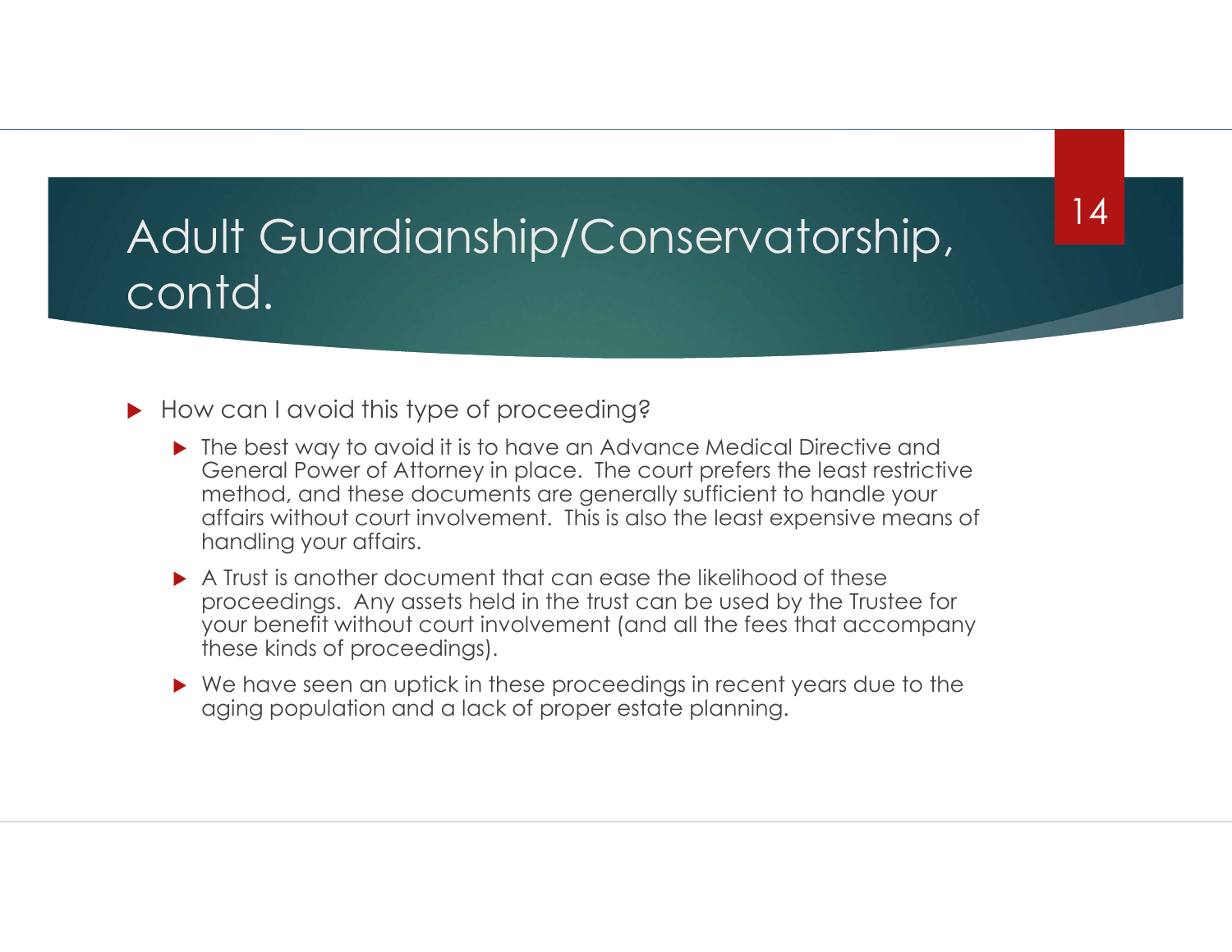# Adult Guardianship/Conservatorship, contd.

- How can I avoid this type of proceeding?
  - The best way to avoid it is to have an Advance Medical Directive and General Power of Attorney in place. The court prefers the least restrictive method, and these documents are generally sufficient to handle your affairs without court involvement. This is also the least expensive means of handling your affairs.
  - A Trust is another document that can ease the likelihood of these proceedings. Any assets held in the trust can be used by the Trustee for your benefit without court involvement (and all the fees that accompany these kinds of proceedings).
  - We have seen an uptick in these proceedings in recent years due to the aging population and a lack of proper estate planning.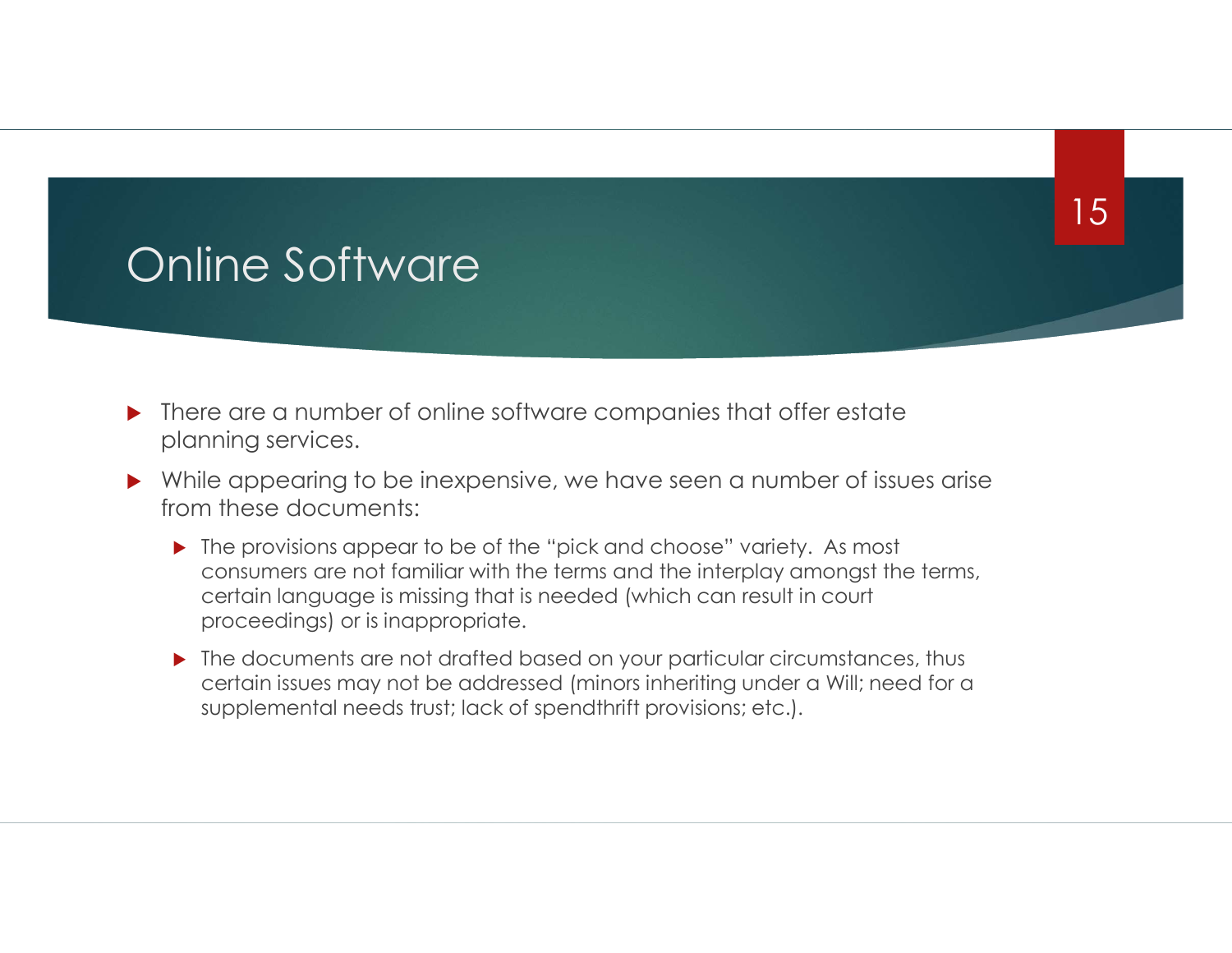# Online Software

- There are a number of online software companies that offer estate planning services.
- While appearing to be inexpensive, we have seen a number of issues arise from these documents:
  - The provisions appear to be of the "pick and choose" variety. As most consumers are not familiar with the terms and the interplay amongst the terms, certain language is missing that is needed (which can result in court proceedings) or is inappropriate.
  - The documents are not drafted based on your particular circumstances, thus certain issues may not be addressed (minors inheriting under a Will; need for a supplemental needs trust; lack of spendthrift provisions; etc.).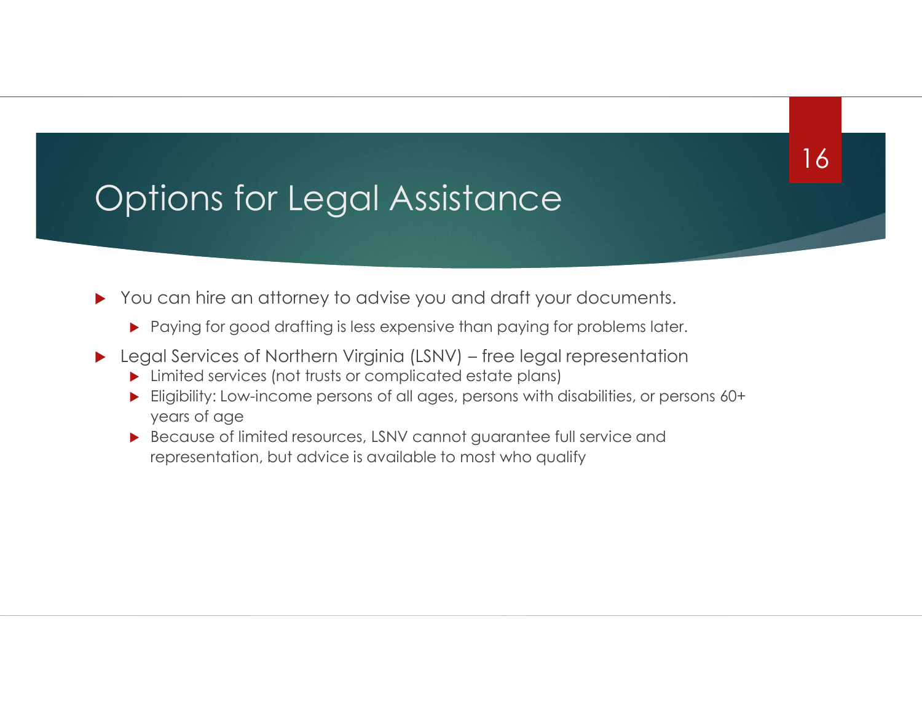# Options for Legal Assistance

- You can hire an attorney to advise you and draft your documents.
  - Paying for good drafting is less expensive than paying for problems later.
- Legal Services of Northern Virginia (LSNV) – free legal representation
  - Limited services (not trusts or complicated estate plans)
  - Eligibility: Low-income persons of all ages, persons with disabilities, or persons 60+ years of age
  - Because of limited resources, LSNV cannot guarantee full service and representation, but advice is available to most who qualify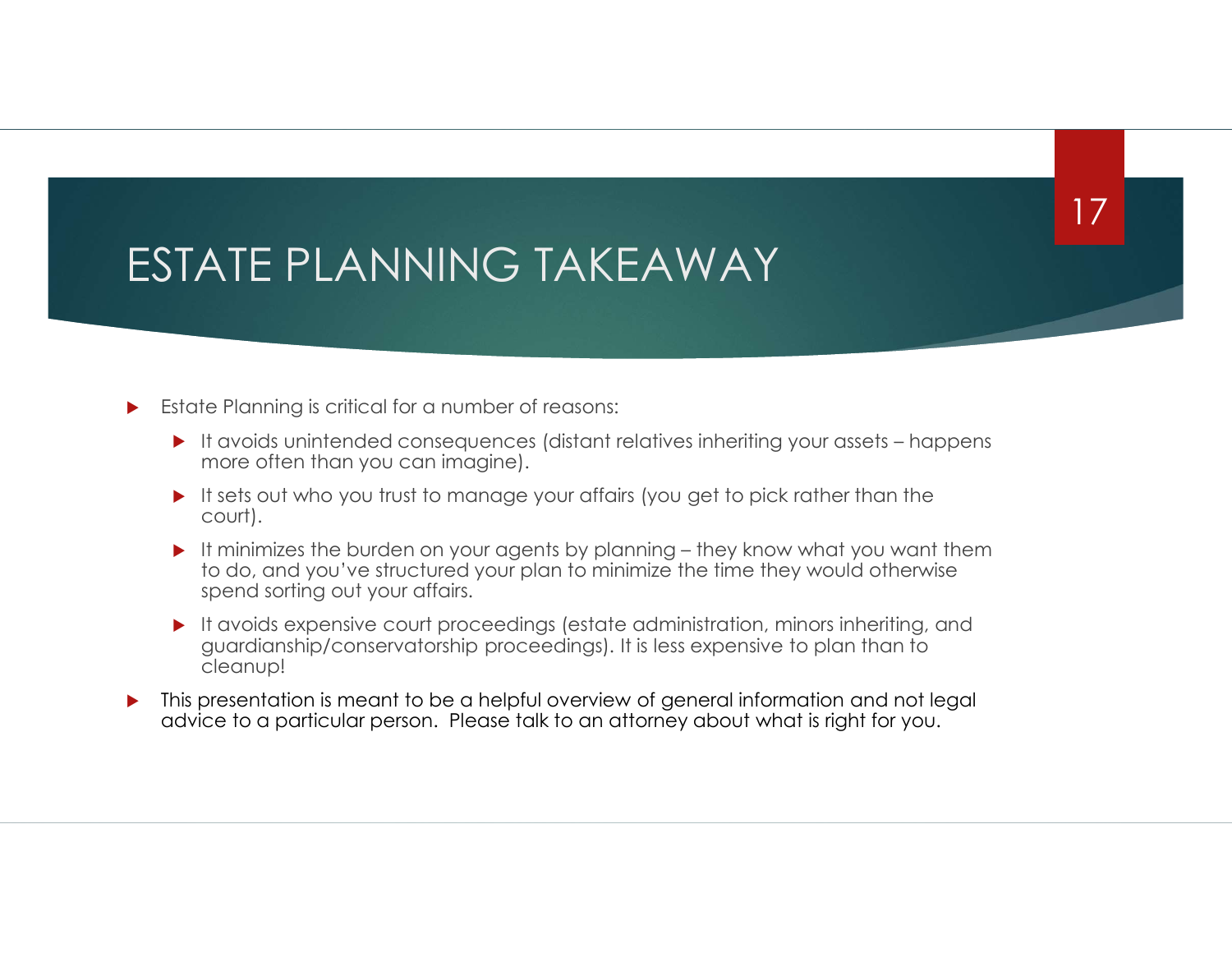# ESTATE PLANNING TAKEAWAY

- Estate Planning is critical for a number of reasons:
  - It avoids unintended consequences (distant relatives inheriting your assets – happens more often than you can imagine).
  - It sets out who you trust to manage your affairs (you get to pick rather than the court).
  - It minimizes the burden on your agents by planning – they know what you want them to do, and you've structured your plan to minimize the time they would otherwise spend sorting out your affairs.
  - It avoids expensive court proceedings (estate administration, minors inheriting, and guardianship/conservatorship proceedings). It is less expensive to plan than to cleanup!
- This presentation is meant to be a helpful overview of general information and not legal advice to a particular person. Please talk to an attorney about what is right for you.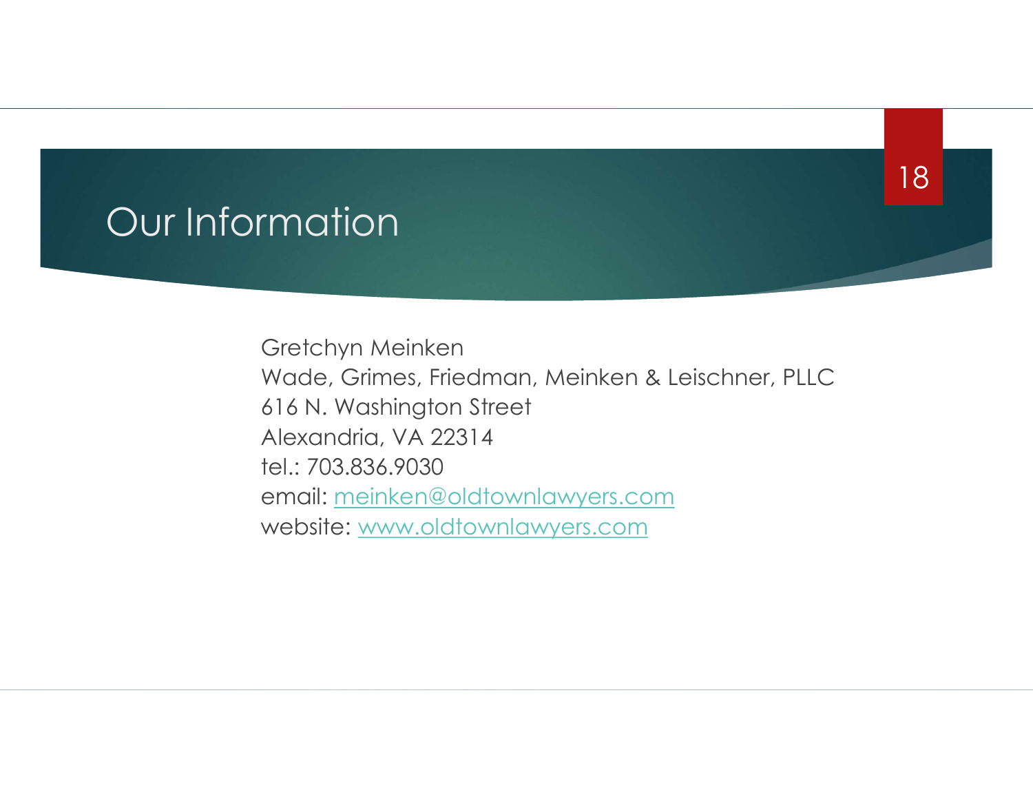# Our Information

Gretchyn Meinken
Wade, Grimes, Friedman, Meinken & Leischner, PLLC
616 N. Washington Street
Alexandria, VA 22314
tel.: 703.836.9030
email: meinken@oldtownlawyers.com
website: www.oldtownlawyers.com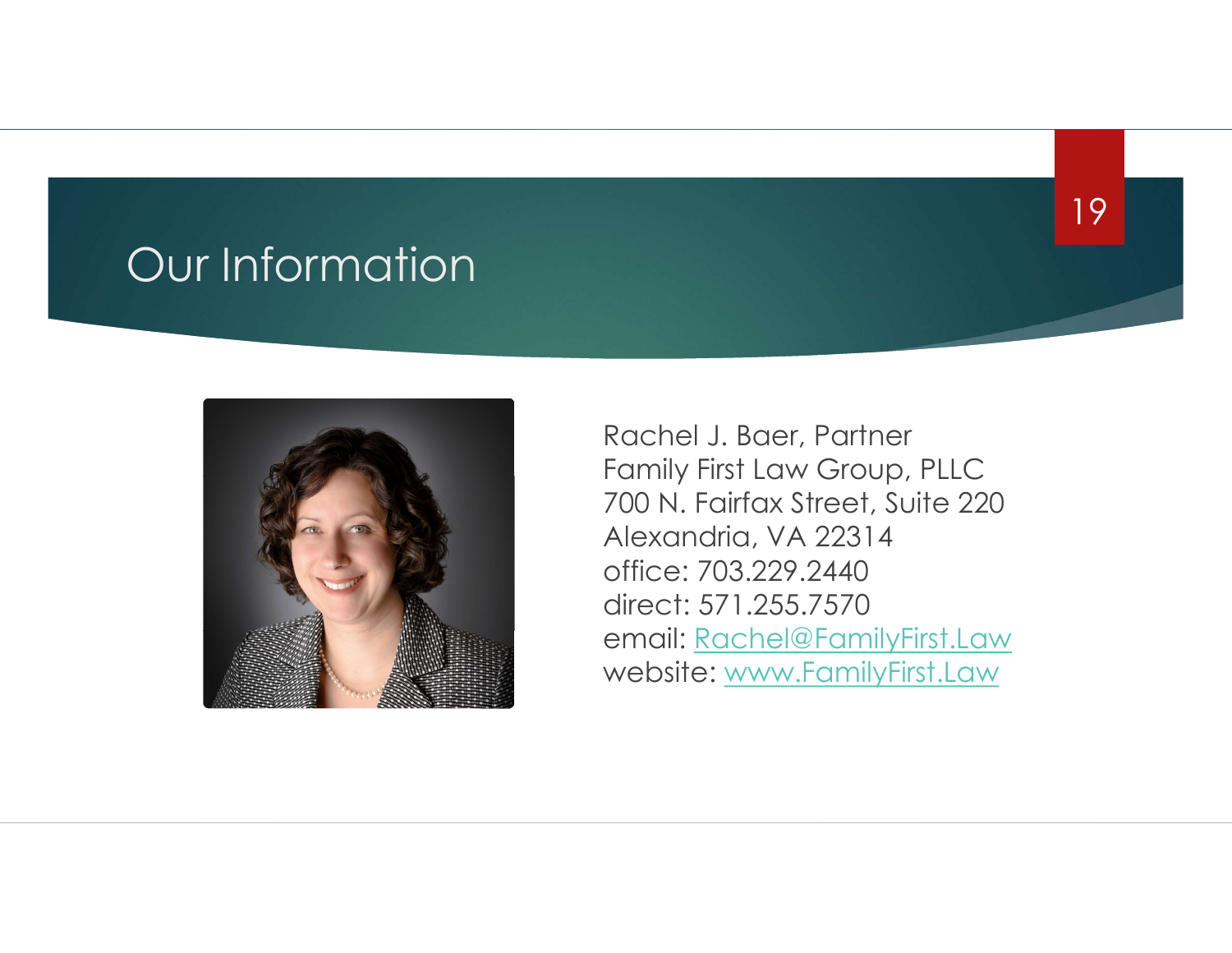# Our Information

Rachel J. Baer, Partner
Family First Law Group, PLLC
700 N. Fairfax Street, Suite 220
Alexandria, VA 22314
office: 703.229.2440
direct: 571.255.7570
email: Rachel@FamilyFirst.Law
website: www.FamilyFirst.Law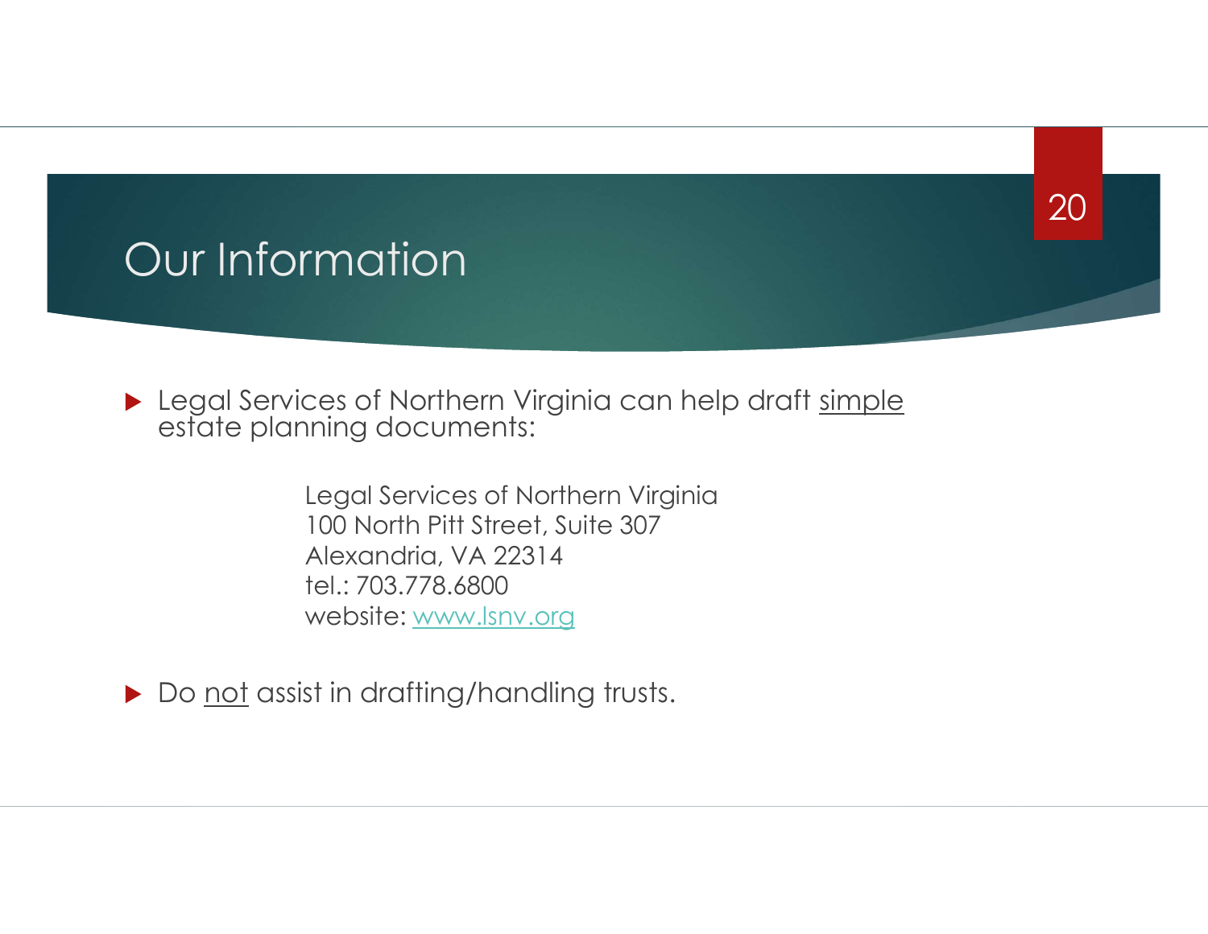# Our Information

- Legal Services of Northern Virginia can help draft <u>simple</u> estate planning documents:

  Legal Services of Northern Virginia
  100 North Pitt Street, Suite 307
  Alexandria, VA 22314
  tel.: 703.778.6800
  website: www.lsnv.org

- Do <u>not</u> assist in drafting/handling trusts.